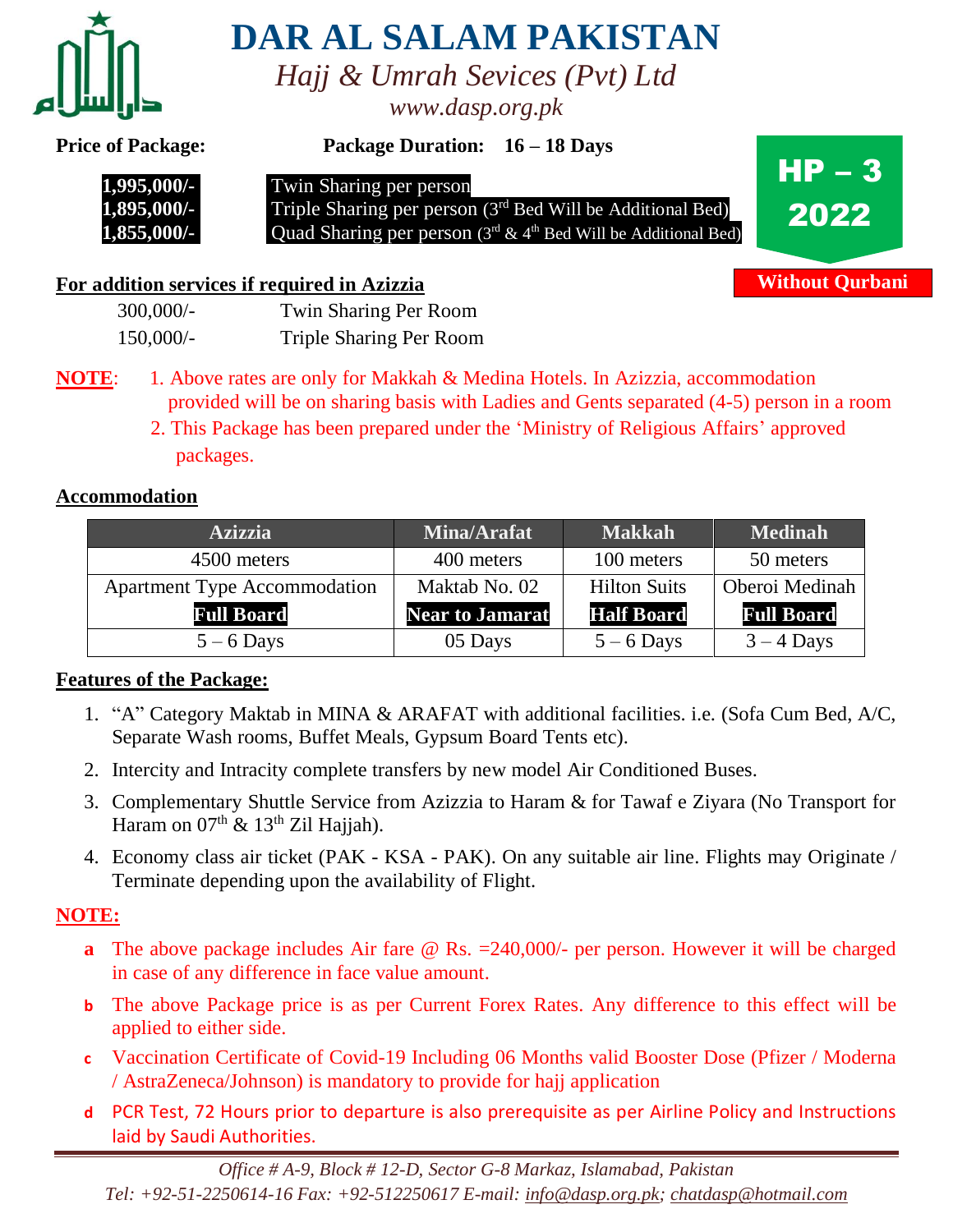# DAR AL SALAM PAKISTAN

*Hajj & Umrah Sevices (Pvt) Ltd*

*www.dasp.org.pk*

**HP – 3 2022**

**Without Qurbani**

**Price of Package:** **Package Duration: 16 – 18 Days**

| | |
|---|---|
| **1,995,000/-** | Twin Sharing per person |
| **1,895,000/-** | Triple Sharing per person (3rd Bed Will be Additional Bed) |
| **1,855,000/-** | Quad Sharing per person (3rd & 4th Bed Will be Additional Bed) |

**For addition services if required in Azizzia**

| | |
|---|---|
| 300,000/- | Twin Sharing Per Room |
| 150,000/- | Triple Sharing Per Room |

**NOTE**:
1. Above rates are only for Makkah & Medina Hotels. In Azizzia, accommodation provided will be on sharing basis with Ladies and Gents separated (4-5) person in a room
2. This Package has been prepared under the 'Ministry of Religious Affairs' approved packages.

**Accommodation**

| Azizzia | Mina/Arafat | Makkah | Medinah |
|---|---|---|---|
| 4500 meters | 400 meters | 100 meters | 50 meters |
| Apartment Type Accommodation **Full Board** | Maktab No. 02 **Near to Jamarat** | Hilton Suits **Half Board** | Oberoi Medinah **Full Board** |
| 5 – 6 Days | 05 Days | 5 – 6 Days | 3 – 4 Days |

**Features of the Package:**

1. "A" Category Maktab in MINA & ARAFAT with additional facilities. i.e. (Sofa Cum Bed, A/C, Separate Wash rooms, Buffet Meals, Gypsum Board Tents etc).
2. Intercity and Intracity complete transfers by new model Air Conditioned Buses.
3. Complementary Shuttle Service from Azizzia to Haram & for Tawaf e Ziyara (No Transport for Haram on 07th & 13th Zil Hajjah).
4. Economy class air ticket (PAK - KSA - PAK). On any suitable air line. Flights may Originate / Terminate depending upon the availability of Flight.

**NOTE:**

a. The above package includes Air fare @ Rs. =240,000/- per person. However it will be charged in case of any difference in face value amount.
b. The above Package price is as per Current Forex Rates. Any difference to this effect will be applied to either side.
c. Vaccination Certificate of Covid-19 Including 06 Months valid Booster Dose (Pfizer / Moderna / AstraZeneca/Johnson) is mandatory to provide for hajj application
d. PCR Test, 72 Hours prior to departure is also prerequisite as per Airline Policy and Instructions laid by Saudi Authorities.

*Office # A-9, Block # 12-D, Sector G-8 Markaz, Islamabad, Pakistan*
*Tel: +92-51-2250614-16 Fax: +92-512250617 E-mail: info@dasp.org.pk; chatdasp@hotmail.com*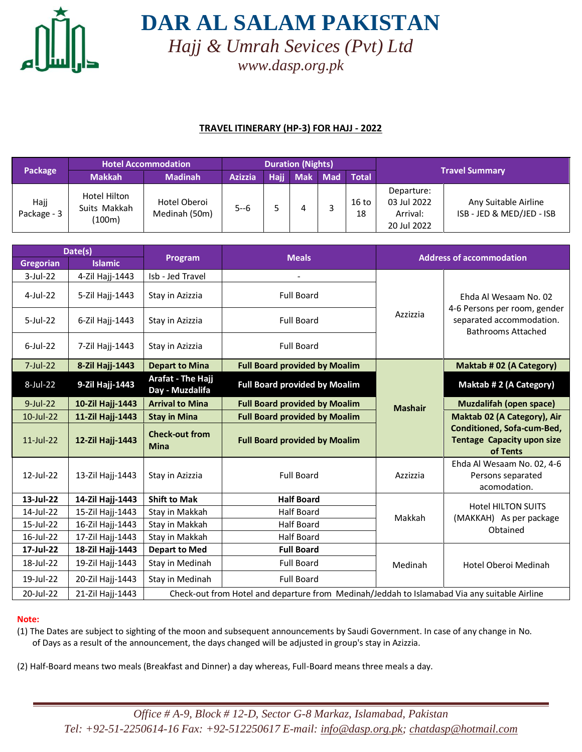# DAR AL SALAM PAKISTAN

*Hajj & Umrah Sevices (Pvt) Ltd*

*www.dasp.org.pk*

**TRAVEL ITINERARY (HP-3) FOR HAJJ - 2022**

| Package | Hotel Accommodation | | Duration (Nights) | | | | | Travel Summary | |
|---|---|---|---|---|---|---|---|---|---|
| | Makkah | Madinah | Azizzia | Hajj | Mak | Mad | Total | | |
| Hajj Package - 3 | Hotel Hilton Suits Makkah (100m) | Hotel Oberoi Medinah (50m) | 5--6 | 5 | 4 | 3 | 16 to 18 | Departure: 03 Jul 2022 Arrival: 20 Jul 2022 | Any Suitable Airline ISB - JED & MED/JED - ISB |

| Date(s) | | Program | Meals | Address of accommodation | |
|---|---|---|---|---|---|
| Gregorian | Islamic | | | | |
| 3-Jul-22 | 4-Zil Hajj-1443 | Isb - Jed Travel | - | Azzizzia | Ehda Al Wesaam No. 02 4-6 Persons per room, gender separated accommodation. Bathrooms Attached |
| 4-Jul-22 | 5-Zil Hajj-1443 | Stay in Azizzia | Full Board | | |
| 5-Jul-22 | 6-Zil Hajj-1443 | Stay in Azizzia | Full Board | | |
| 6-Jul-22 | 7-Zil Hajj-1443 | Stay in Azizzia | Full Board | | |
| 7-Jul-22 | **8-Zil Hajj-1443** | **Depart to Mina** | **Full Board provided by Moalim** | **Mashair** | **Maktab # 02 (A Category)** |
| 8-Jul-22 | **9-Zil Hajj-1443** | **Arafat - The Hajj Day - Muzdalifa** | **Full Board provided by Moalim** | | **Maktab # 2 (A Category)** |
| 9-Jul-22 | **10-Zil Hajj-1443** | **Arrival to Mina** | **Full Board provided by Moalim** | | **Muzdalifah (open space)** |
| 10-Jul-22 | **11-Zil Hajj-1443** | **Stay in Mina** | **Full Board provided by Moalim** | | **Maktab 02 (A Category), Air Conditioned, Sofa-cum-Bed, Tentage Capacity upon size of Tents** |
| 11-Jul-22 | **12-Zil Hajj-1443** | **Check-out from Mina** | **Full Board provided by Moalim** | | |
| 12-Jul-22 | 13-Zil Hajj-1443 | Stay in Azizzia | Full Board | Azzizzia | Ehda Al Wesaam No. 02, 4-6 Persons separated acomodation. |
| **13-Jul-22** | **14-Zil Hajj-1443** | **Shift to Mak** | **Half Board** | Makkah | Hotel HILTON SUITS (MAKKAH) As per package Obtained |
| 14-Jul-22 | 15-Zil Hajj-1443 | Stay in Makkah | Half Board | | |
| 15-Jul-22 | 16-Zil Hajj-1443 | Stay in Makkah | Half Board | | |
| 16-Jul-22 | 17-Zil Hajj-1443 | Stay in Makkah | Half Board | | |
| **17-Jul-22** | **18-Zil Hajj-1443** | **Depart to Med** | **Full Board** | Medinah | Hotel Oberoi Medinah |
| 18-Jul-22 | 19-Zil Hajj-1443 | Stay in Medinah | Full Board | | |
| 19-Jul-22 | 20-Zil Hajj-1443 | Stay in Medinah | Full Board | | |
| 20-Jul-22 | 21-Zil Hajj-1443 | Check-out from Hotel and departure from Medinah/Jeddah to Islamabad Via any suitable Airline | | | |

**Note:**

(1) The Dates are subject to sighting of the moon and subsequent announcements by Saudi Government. In case of any change in No. of Days as a result of the announcement, the days changed will be adjusted in group's stay in Azizzia.

(2) Half-Board means two meals (Breakfast and Dinner) a day whereas, Full-Board means three meals a day.

*Office # A-9, Block # 12-D, Sector G-8 Markaz, Islamabad, Pakistan*

*Tel: +92-51-2250614-16 Fax: +92-512250617 E-mail: info@dasp.org.pk; chatdasp@hotmail.com*